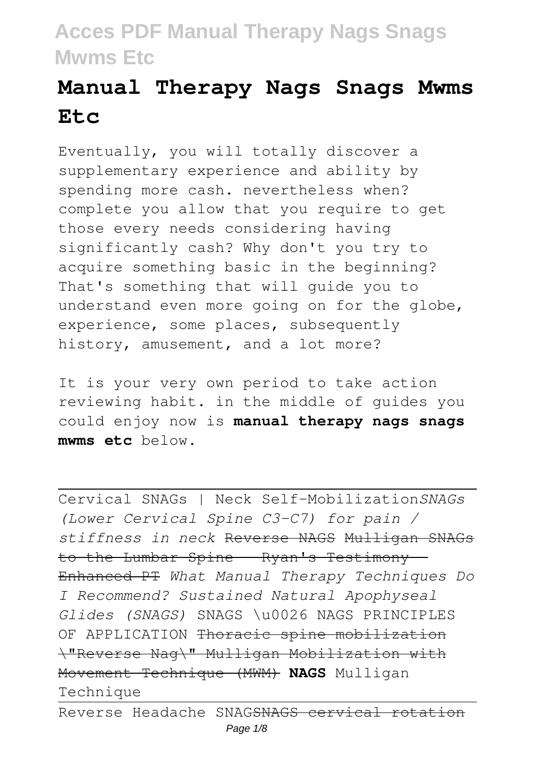# Manual Therapy Nags Snags Mwms Etc

Eventually, you will totally discover a supplementary experience and ability by spending more cash. nevertheless when? complete you allow that you require to get those every needs considering having significantly cash? Why don't you try to acquire something basic in the beginning? That's something that will guide you to understand even more going on for the globe, experience, some places, subsequently history, amusement, and a lot more?

It is your very own period to take action reviewing habit. in the middle of guides you could enjoy now is **manual therapy nags snags mwms etc** below.

---

Cervical SNAGs | Neck Self-Mobilization *SNAGs (Lower Cervical Spine C3-C7) for pain / stiffness in neck* ~~Reverse NAGS Mulligan SNAGs to the Lumbar Spine - Ryan's Testimony - Enhanced PT~~ *What Manual Therapy Techniques Do I Recommend? Sustained Natural Apophyseal Glides (SNAGS)* SNAGS \u0026 NAGS PRINCIPLES OF APPLICATION ~~Thoracic spine mobilization \"Reverse Nag\" Mulligan Mobilization with Movement Technique (MWM)~~ **NAGS** Mulligan Technique

---

Reverse Headache SNAG ~~SNAGS cervical rotation~~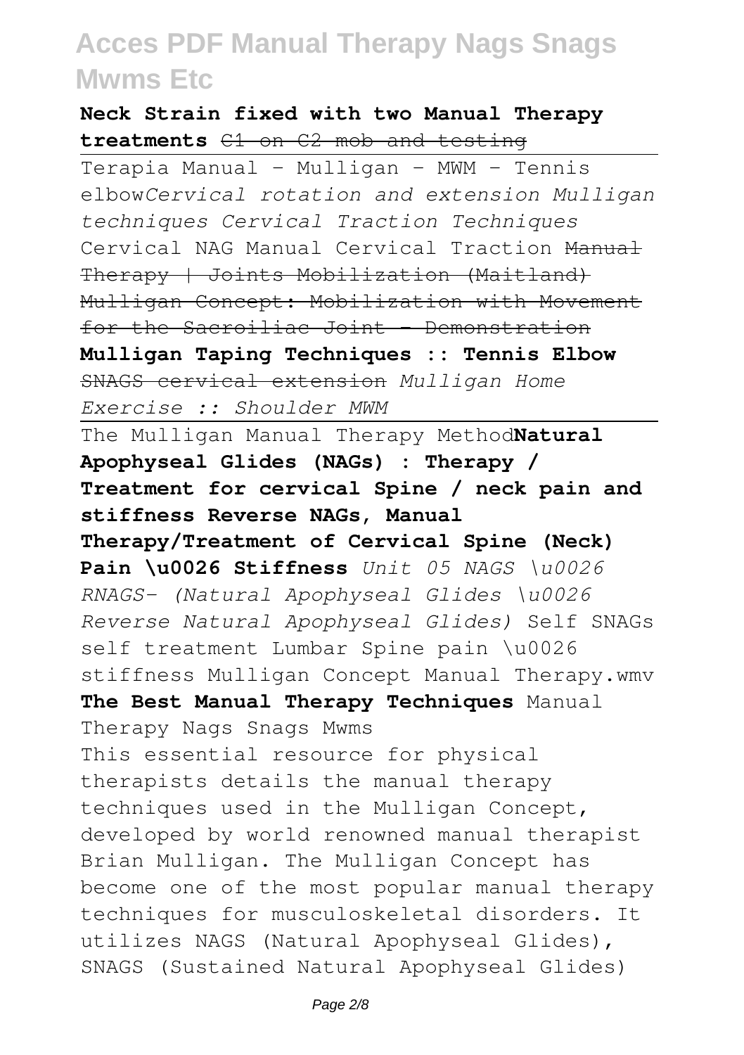**Neck Strain fixed with two Manual Therapy treatments** ~~C1 on C2 mob and testing~~

Terapia Manual - Mulligan - MWM - Tennis elbow*Cervical rotation and extension Mulligan techniques Cervical Traction Techniques* Cervical NAG Manual Cervical Traction ~~Manual Therapy | Joints Mobilization (Maitland) Mulligan Concept: Mobilization with Movement for the Sacroiliac Joint - Demonstration~~ **Mulligan Taping Techniques :: Tennis Elbow** ~~SNAGS cervical extension~~ *Mulligan Home Exercise :: Shoulder MWM*

The Mulligan Manual Therapy Method**Natural Apophyseal Glides (NAGs) : Therapy / Treatment for cervical Spine / neck pain and stiffness Reverse NAGs, Manual Therapy/Treatment of Cervical Spine (Neck) Pain \u0026 Stiffness** *Unit 05 NAGS \u0026 RNAGS- (Natural Apophyseal Glides \u0026 Reverse Natural Apophyseal Glides)* Self SNAGs self treatment Lumbar Spine pain \u0026 stiffness Mulligan Concept Manual Therapy.wmv **The Best Manual Therapy Techniques** Manual Therapy Nags Snags Mwms

This essential resource for physical therapists details the manual therapy techniques used in the Mulligan Concept, developed by world renowned manual therapist Brian Mulligan. The Mulligan Concept has become one of the most popular manual therapy techniques for musculoskeletal disorders. It utilizes NAGS (Natural Apophyseal Glides), SNAGS (Sustained Natural Apophyseal Glides)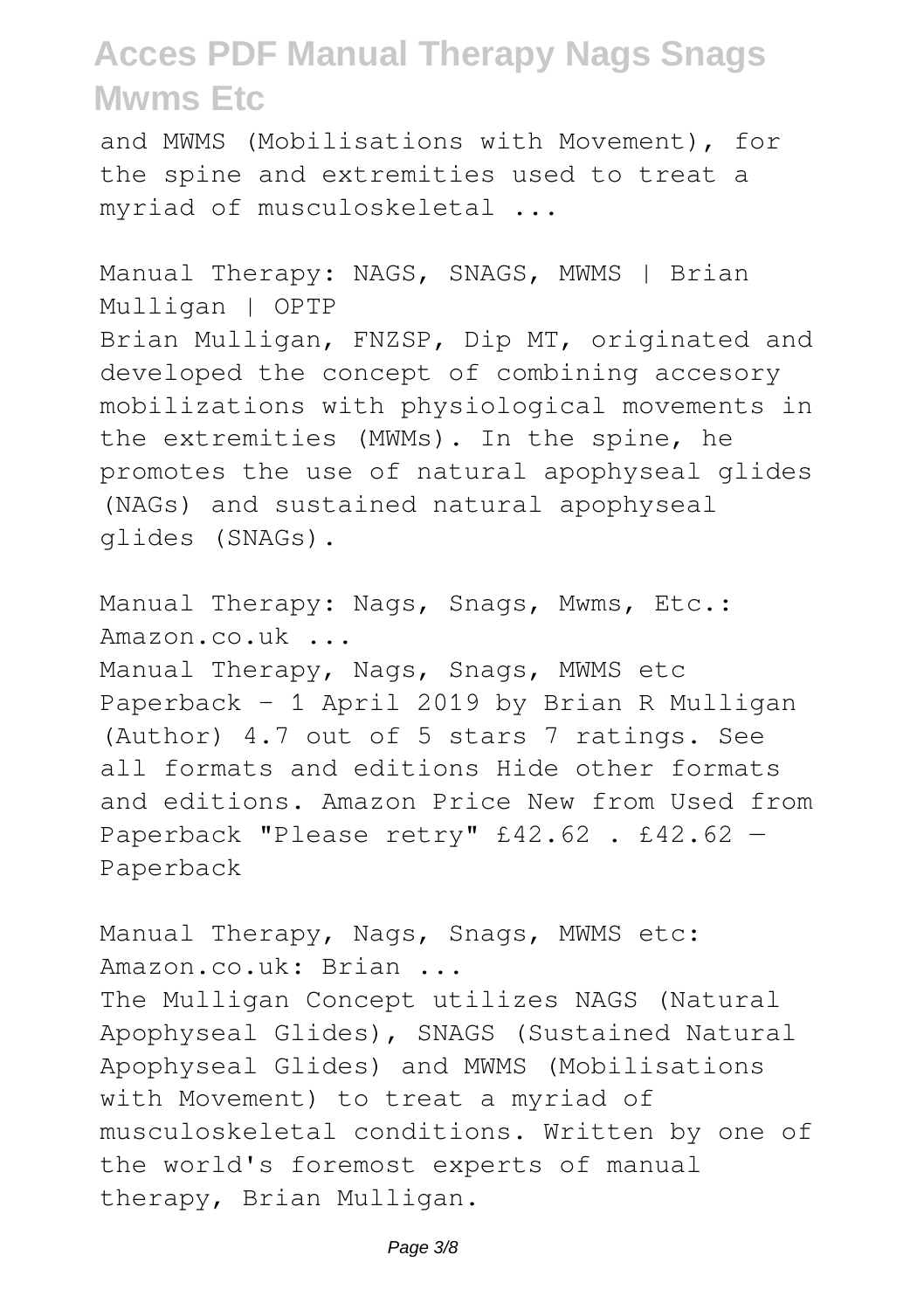and MWMS (Mobilisations with Movement), for the spine and extremities used to treat a myriad of musculoskeletal ...

Manual Therapy: NAGS, SNAGS, MWMS | Brian Mulligan | OPTP

Brian Mulligan, FNZSP, Dip MT, originated and developed the concept of combining accesory mobilizations with physiological movements in the extremities (MWMs). In the spine, he promotes the use of natural apophyseal glides (NAGs) and sustained natural apophyseal glides (SNAGs).

Manual Therapy: Nags, Snags, Mwms, Etc.: Amazon.co.uk ...

Manual Therapy, Nags, Snags, MWMS etc Paperback – 1 April 2019 by Brian R Mulligan (Author) 4.7 out of 5 stars 7 ratings. See all formats and editions Hide other formats and editions. Amazon Price New from Used from Paperback "Please retry" £42.62 . £42.62 — Paperback

Manual Therapy, Nags, Snags, MWMS etc: Amazon.co.uk: Brian ...

The Mulligan Concept utilizes NAGS (Natural Apophyseal Glides), SNAGS (Sustained Natural Apophyseal Glides) and MWMS (Mobilisations with Movement) to treat a myriad of musculoskeletal conditions. Written by one of the world's foremost experts of manual therapy, Brian Mulligan.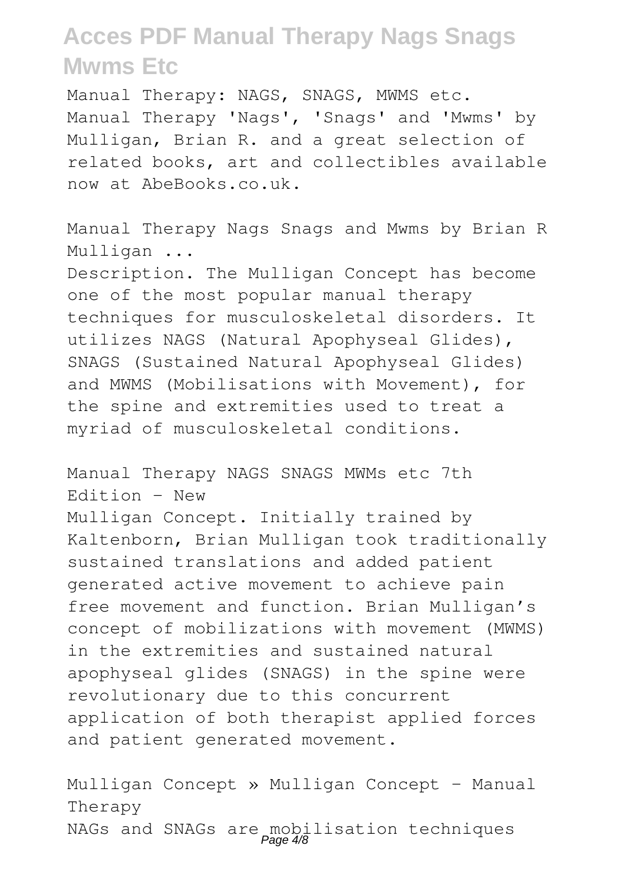Manual Therapy: NAGS, SNAGS, MWMS etc.
Manual Therapy 'Nags', 'Snags' and 'Mwms' by Mulligan, Brian R. and a great selection of related books, art and collectibles available now at AbeBooks.co.uk.

Manual Therapy Nags Snags and Mwms by Brian R Mulligan ...

Description. The Mulligan Concept has become one of the most popular manual therapy techniques for musculoskeletal disorders. It utilizes NAGS (Natural Apophyseal Glides), SNAGS (Sustained Natural Apophyseal Glides) and MWMS (Mobilisations with Movement), for the spine and extremities used to treat a myriad of musculoskeletal conditions.

Manual Therapy NAGS SNAGS MWMs etc 7th Edition - New

Mulligan Concept. Initially trained by Kaltenborn, Brian Mulligan took traditionally sustained translations and added patient generated active movement to achieve pain free movement and function. Brian Mulligan's concept of mobilizations with movement (MWMS) in the extremities and sustained natural apophyseal glides (SNAGS) in the spine were revolutionary due to this concurrent application of both therapist applied forces and patient generated movement.

Mulligan Concept » Mulligan Concept - Manual Therapy

NAGs and SNAGs are mobilisation techniques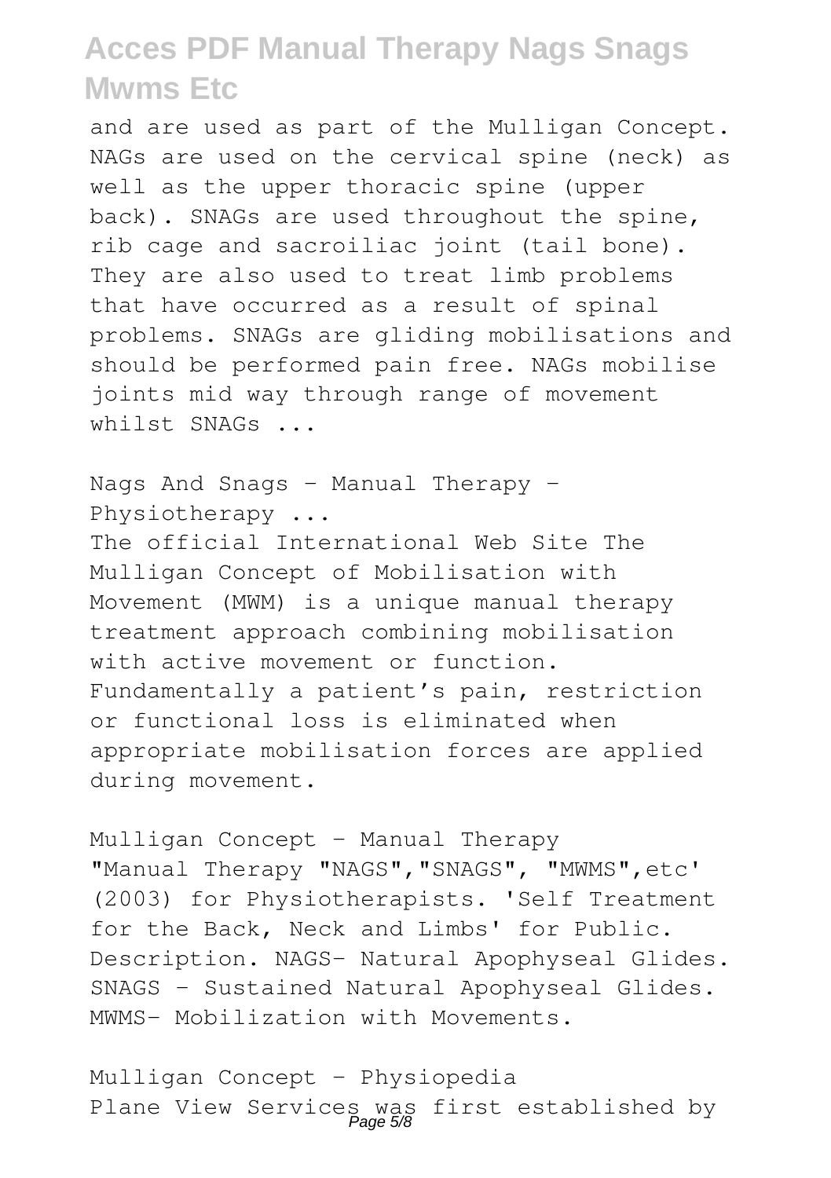and are used as part of the Mulligan Concept. NAGs are used on the cervical spine (neck) as well as the upper thoracic spine (upper back). SNAGs are used throughout the spine, rib cage and sacroiliac joint (tail bone). They are also used to treat limb problems that have occurred as a result of spinal problems. SNAGs are gliding mobilisations and should be performed pain free. NAGs mobilise joints mid way through range of movement whilst SNAGs ...

Nags And Snags - Manual Therapy - Physiotherapy ...

The official International Web Site The Mulligan Concept of Mobilisation with Movement (MWM) is a unique manual therapy treatment approach combining mobilisation with active movement or function. Fundamentally a patient's pain, restriction or functional loss is eliminated when appropriate mobilisation forces are applied during movement.

Mulligan Concept - Manual Therapy

"Manual Therapy "NAGS","SNAGS", "MWMS",etc' (2003) for Physiotherapists. 'Self Treatment for the Back, Neck and Limbs' for Public. Description. NAGS- Natural Apophyseal Glides. SNAGS - Sustained Natural Apophyseal Glides. MWMS- Mobilization with Movements.

Mulligan Concept - Physiopedia

Plane View Services was first established by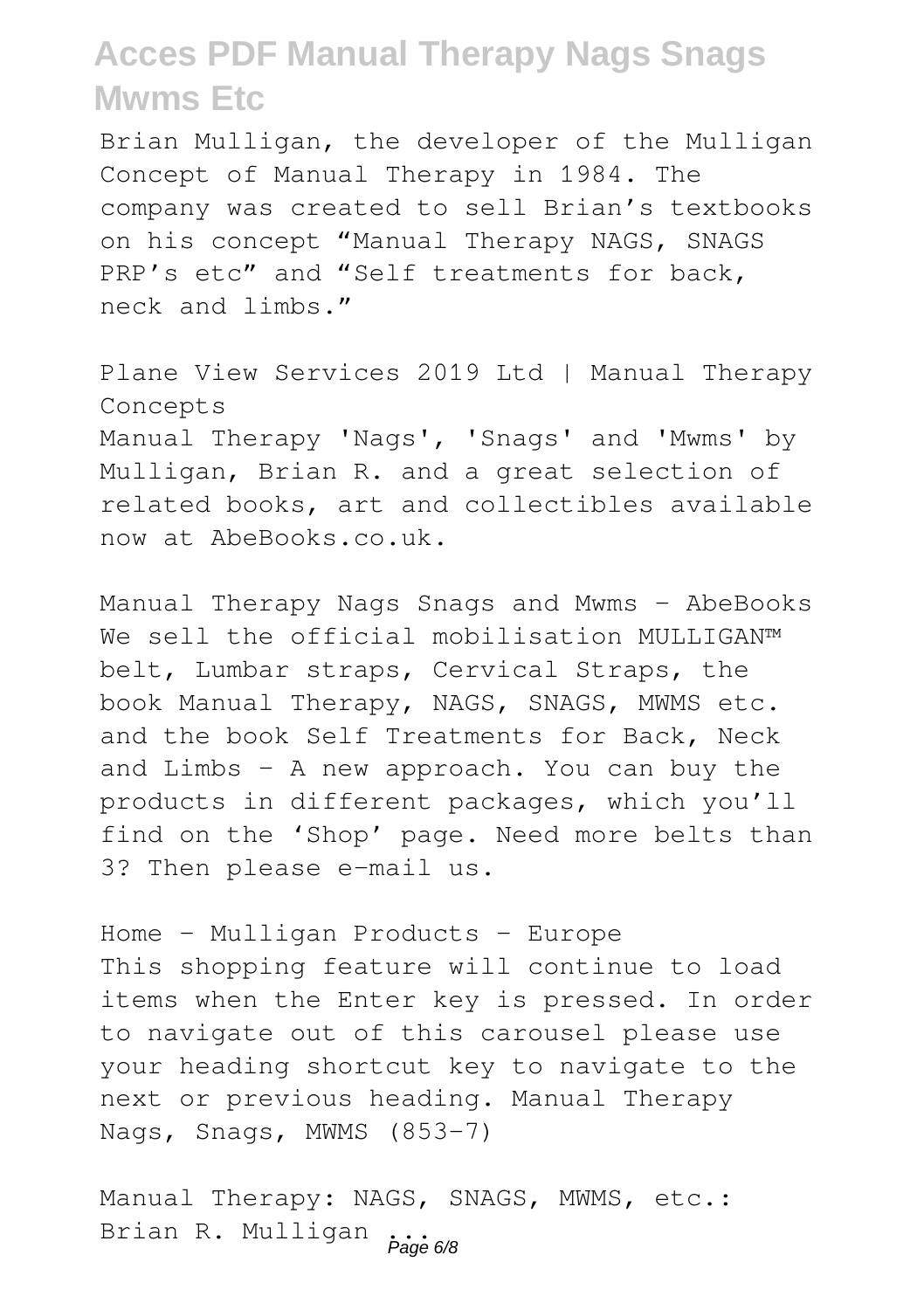Brian Mulligan, the developer of the Mulligan Concept of Manual Therapy in 1984. The company was created to sell Brian's textbooks on his concept "Manual Therapy NAGS, SNAGS PRP's etc" and "Self treatments for back, neck and limbs."

Plane View Services 2019 Ltd | Manual Therapy Concepts

Manual Therapy 'Nags', 'Snags' and 'Mwms' by Mulligan, Brian R. and a great selection of related books, art and collectibles available now at AbeBooks.co.uk.

Manual Therapy Nags Snags and Mwms - AbeBooks

We sell the official mobilisation MULLIGAN™ belt, Lumbar straps, Cervical Straps, the book Manual Therapy, NAGS, SNAGS, MWMS etc. and the book Self Treatments for Back, Neck and Limbs – A new approach. You can buy the products in different packages, which you'll find on the 'Shop' page. Need more belts than 3? Then please e-mail us.

Home - Mulligan Products - Europe

This shopping feature will continue to load items when the Enter key is pressed. In order to navigate out of this carousel please use your heading shortcut key to navigate to the next or previous heading. Manual Therapy Nags, Snags, MWMS (853-7)

Manual Therapy: NAGS, SNAGS, MWMS, etc.: Brian R. Mulligan ...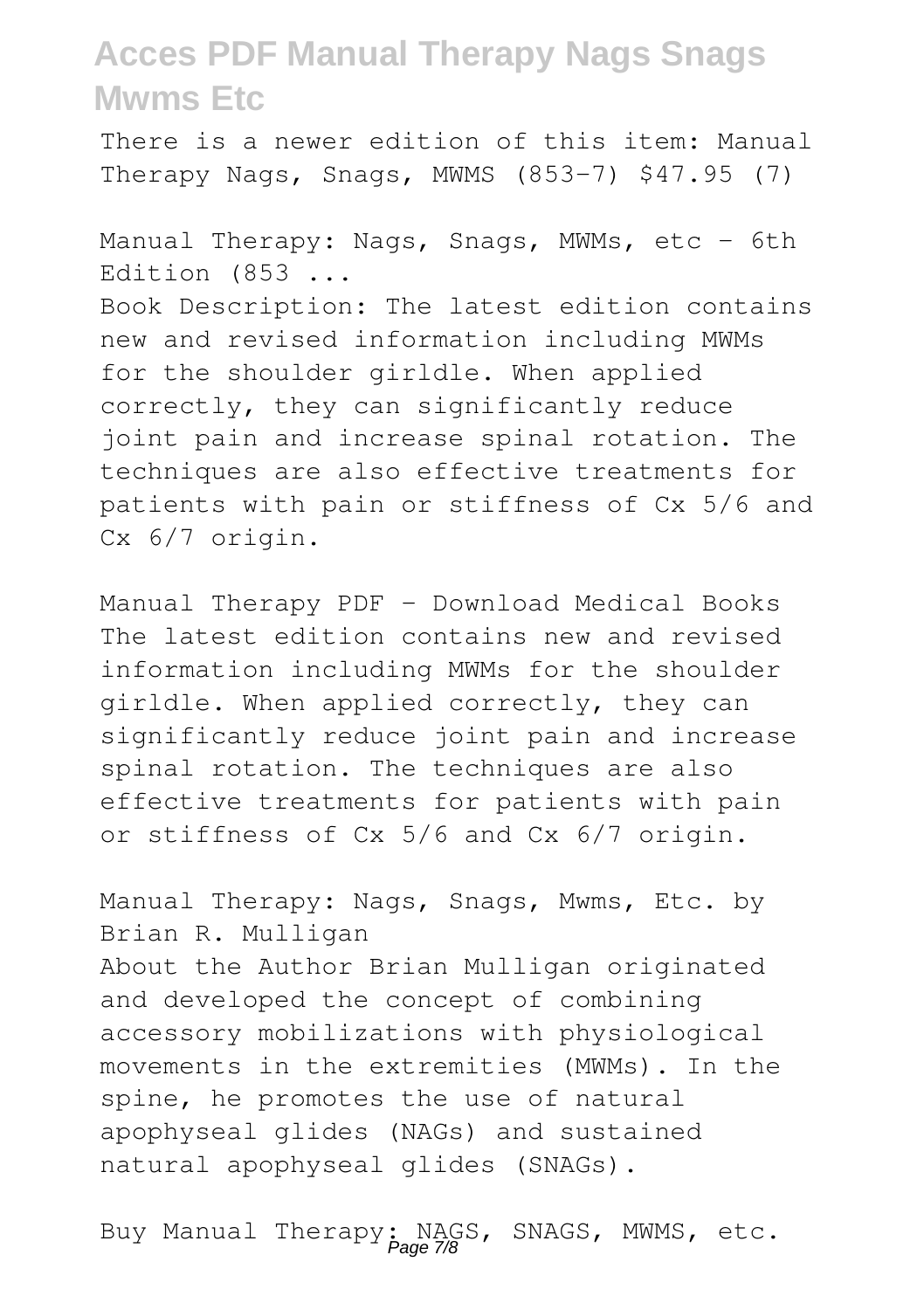There is a newer edition of this item: Manual Therapy Nags, Snags, MWMS (853-7) $47.95 (7)

Manual Therapy: Nags, Snags, MWMs, etc - 6th Edition (853 ...

Book Description: The latest edition contains new and revised information including MWMs for the shoulder girldle. When applied correctly, they can significantly reduce joint pain and increase spinal rotation. The techniques are also effective treatments for patients with pain or stiffness of Cx 5/6 and Cx 6/7 origin.

Manual Therapy PDF - Download Medical Books

The latest edition contains new and revised information including MWMs for the shoulder girldle. When applied correctly, they can significantly reduce joint pain and increase spinal rotation. The techniques are also effective treatments for patients with pain or stiffness of Cx 5/6 and Cx 6/7 origin.

Manual Therapy: Nags, Snags, Mwms, Etc. by Brian R. Mulligan

About the Author Brian Mulligan originated and developed the concept of combining accessory mobilizations with physiological movements in the extremities (MWMs). In the spine, he promotes the use of natural apophyseal glides (NAGs) and sustained natural apophyseal glides (SNAGs).

Buy Manual Therapy: NAGS, SNAGS, MWMS, etc.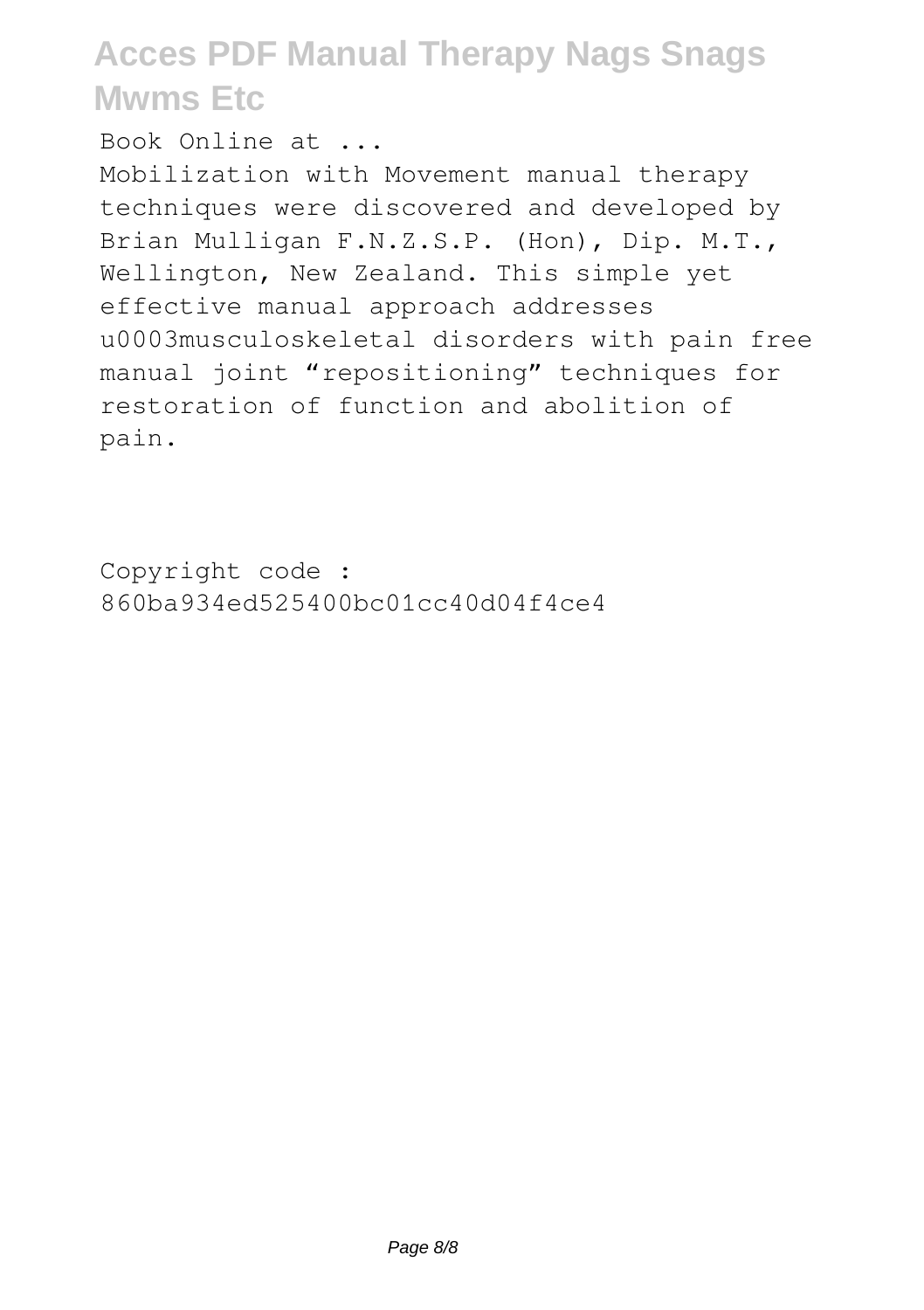Book Online at ...

Mobilization with Movement manual therapy techniques were discovered and developed by Brian Mulligan F.N.Z.S.P. (Hon), Dip. M.T., Wellington, New Zealand. This simple yet effective manual approach addresses u0003musculoskeletal disorders with pain free manual joint "repositioning" techniques for restoration of function and abolition of pain.

Copyright code : 860ba934ed525400bc01cc40d04f4ce4